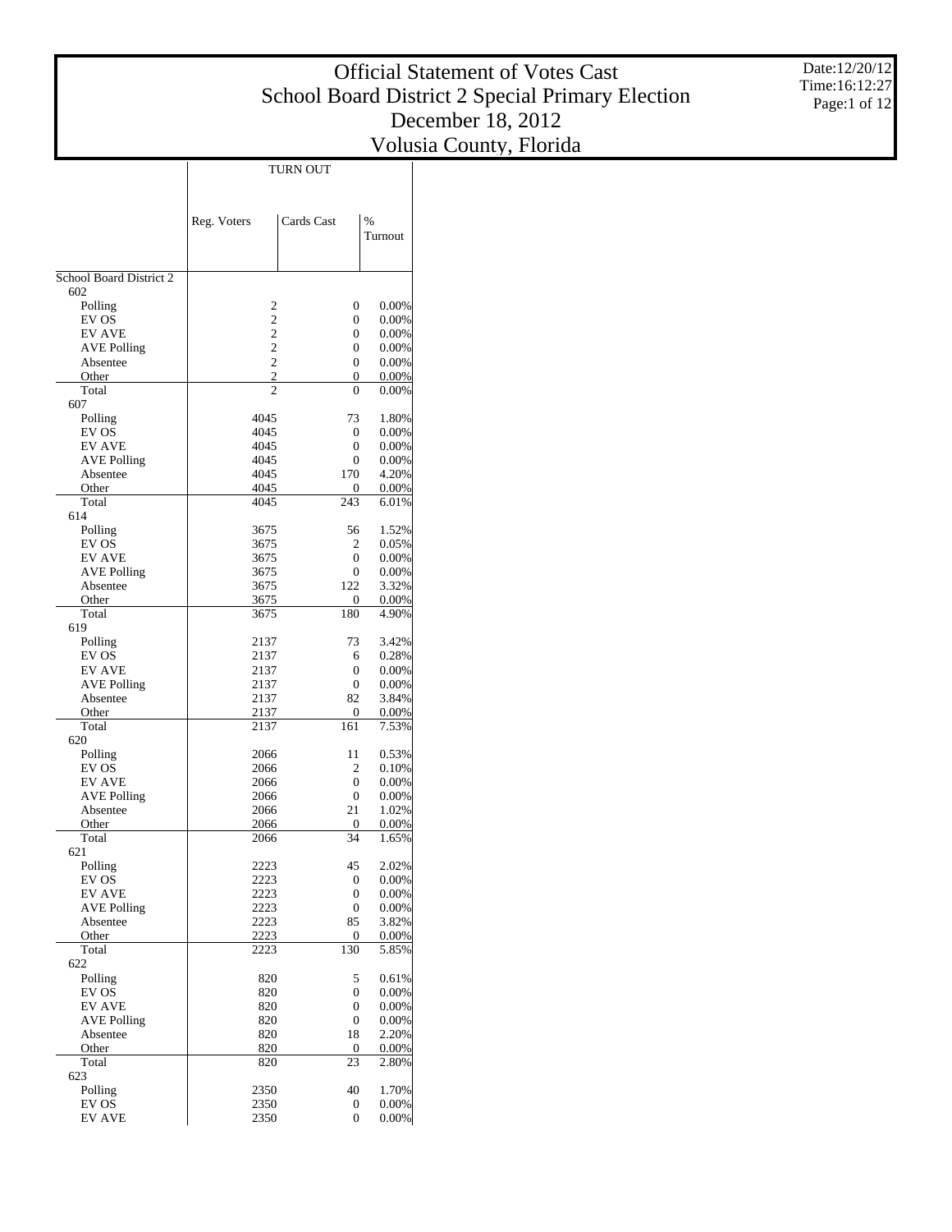# Official Statement of Votes Cast
## School Board District 2 Special Primary Election
## December 18, 2012
## Volusia County, Florida

Date:12/20/12
Time:16:12:27

| | TURN OUT | | |
|---|---|---|---|
| | Reg. Voters | Cards Cast | % Turnout |
| School Board District 2 | | | |
| 602 | | | |
| Polling | 2 | 0 | 0.00% |
| EV OS | 2 | 0 | 0.00% |
| EV AVE | 2 | 0 | 0.00% |
| AVE Polling | 2 | 0 | 0.00% |
| Absentee | 2 | 0 | 0.00% |
| Other | 2 | 0 | 0.00% |
| Total | 2 | 0 | 0.00% |
| 607 | | | |
| Polling | 4045 | 73 | 1.80% |
| EV OS | 4045 | 0 | 0.00% |
| EV AVE | 4045 | 0 | 0.00% |
| AVE Polling | 4045 | 0 | 0.00% |
| Absentee | 4045 | 170 | 4.20% |
| Other | 4045 | 0 | 0.00% |
| Total | 4045 | 243 | 6.01% |
| 614 | | | |
| Polling | 3675 | 56 | 1.52% |
| EV OS | 3675 | 2 | 0.05% |
| EV AVE | 3675 | 0 | 0.00% |
| AVE Polling | 3675 | 0 | 0.00% |
| Absentee | 3675 | 122 | 3.32% |
| Other | 3675 | 0 | 0.00% |
| Total | 3675 | 180 | 4.90% |
| 619 | | | |
| Polling | 2137 | 73 | 3.42% |
| EV OS | 2137 | 6 | 0.28% |
| EV AVE | 2137 | 0 | 0.00% |
| AVE Polling | 2137 | 0 | 0.00% |
| Absentee | 2137 | 82 | 3.84% |
| Other | 2137 | 0 | 0.00% |
| Total | 2137 | 161 | 7.53% |
| 620 | | | |
| Polling | 2066 | 11 | 0.53% |
| EV OS | 2066 | 2 | 0.10% |
| EV AVE | 2066 | 0 | 0.00% |
| AVE Polling | 2066 | 0 | 0.00% |
| Absentee | 2066 | 21 | 1.02% |
| Other | 2066 | 0 | 0.00% |
| Total | 2066 | 34 | 1.65% |
| 621 | | | |
| Polling | 2223 | 45 | 2.02% |
| EV OS | 2223 | 0 | 0.00% |
| EV AVE | 2223 | 0 | 0.00% |
| AVE Polling | 2223 | 0 | 0.00% |
| Absentee | 2223 | 85 | 3.82% |
| Other | 2223 | 0 | 0.00% |
| Total | 2223 | 130 | 5.85% |
| 622 | | | |
| Polling | 820 | 5 | 0.61% |
| EV OS | 820 | 0 | 0.00% |
| EV AVE | 820 | 0 | 0.00% |
| AVE Polling | 820 | 0 | 0.00% |
| Absentee | 820 | 18 | 2.20% |
| Other | 820 | 0 | 0.00% |
| Total | 820 | 23 | 2.80% |
| 623 | | | |
| Polling | 2350 | 40 | 1.70% |
| EV OS | 2350 | 0 | 0.00% |
| EV AVE | 2350 | 0 | 0.00% |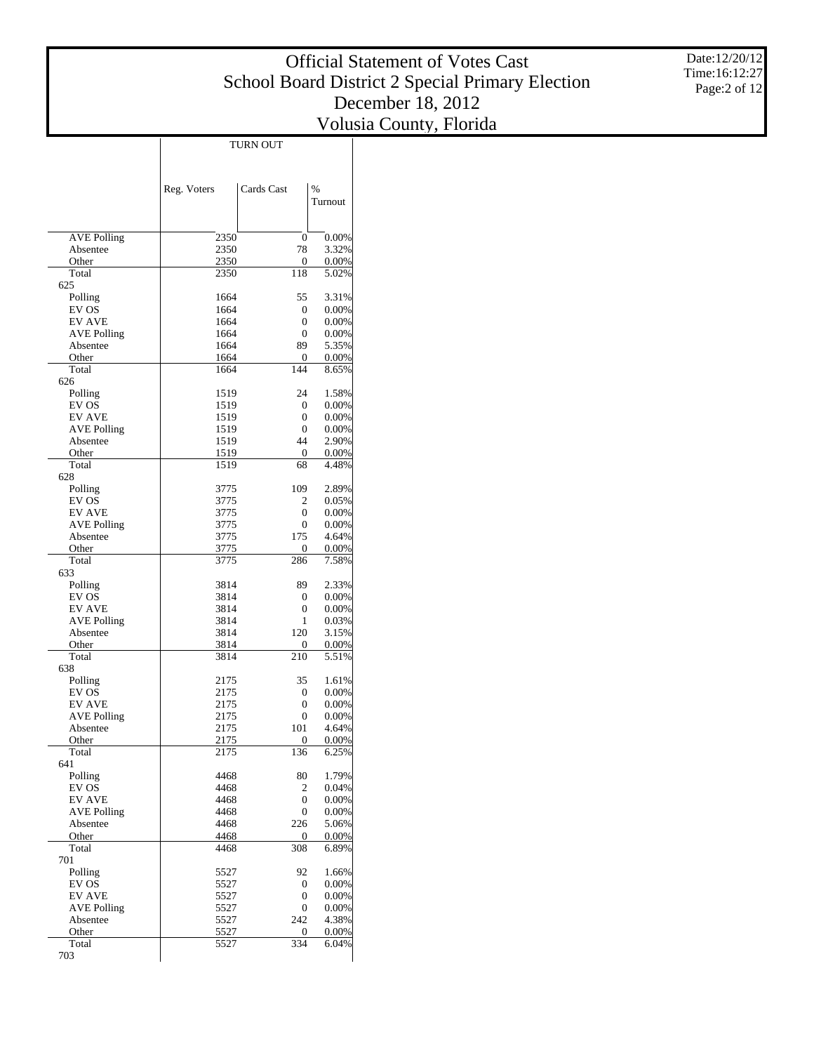# Official Statement of Votes Cast
# School Board District 2 Special Primary Election
# December 18, 2012
# Volusia County, Florida

Date:12/20/12
Time:16:12:27

| | TURN OUT | | |
|---|---|---|---|
| | Reg. Voters | Cards Cast | % Turnout |
| AVE Polling | 2350 | 0 | 0.00% |
| Absentee | 2350 | 78 | 3.32% |
| Other | 2350 | 0 | 0.00% |
| Total | 2350 | 118 | 5.02% |
| 625 | | | |
| Polling | 1664 | 55 | 3.31% |
| EV OS | 1664 | 0 | 0.00% |
| EV AVE | 1664 | 0 | 0.00% |
| AVE Polling | 1664 | 0 | 0.00% |
| Absentee | 1664 | 89 | 5.35% |
| Other | 1664 | 0 | 0.00% |
| Total | 1664 | 144 | 8.65% |
| 626 | | | |
| Polling | 1519 | 24 | 1.58% |
| EV OS | 1519 | 0 | 0.00% |
| EV AVE | 1519 | 0 | 0.00% |
| AVE Polling | 1519 | 0 | 0.00% |
| Absentee | 1519 | 44 | 2.90% |
| Other | 1519 | 0 | 0.00% |
| Total | 1519 | 68 | 4.48% |
| 628 | | | |
| Polling | 3775 | 109 | 2.89% |
| EV OS | 3775 | 2 | 0.05% |
| EV AVE | 3775 | 0 | 0.00% |
| AVE Polling | 3775 | 0 | 0.00% |
| Absentee | 3775 | 175 | 4.64% |
| Other | 3775 | 0 | 0.00% |
| Total | 3775 | 286 | 7.58% |
| 633 | | | |
| Polling | 3814 | 89 | 2.33% |
| EV OS | 3814 | 0 | 0.00% |
| EV AVE | 3814 | 0 | 0.00% |
| AVE Polling | 3814 | 1 | 0.03% |
| Absentee | 3814 | 120 | 3.15% |
| Other | 3814 | 0 | 0.00% |
| Total | 3814 | 210 | 5.51% |
| 638 | | | |
| Polling | 2175 | 35 | 1.61% |
| EV OS | 2175 | 0 | 0.00% |
| EV AVE | 2175 | 0 | 0.00% |
| AVE Polling | 2175 | 0 | 0.00% |
| Absentee | 2175 | 101 | 4.64% |
| Other | 2175 | 0 | 0.00% |
| Total | 2175 | 136 | 6.25% |
| 641 | | | |
| Polling | 4468 | 80 | 1.79% |
| EV OS | 4468 | 2 | 0.04% |
| EV AVE | 4468 | 0 | 0.00% |
| AVE Polling | 4468 | 0 | 0.00% |
| Absentee | 4468 | 226 | 5.06% |
| Other | 4468 | 0 | 0.00% |
| Total | 4468 | 308 | 6.89% |
| 701 | | | |
| Polling | 5527 | 92 | 1.66% |
| EV OS | 5527 | 0 | 0.00% |
| EV AVE | 5527 | 0 | 0.00% |
| AVE Polling | 5527 | 0 | 0.00% |
| Absentee | 5527 | 242 | 4.38% |
| Other | 5527 | 0 | 0.00% |
| Total | 5527 | 334 | 6.04% |
| 703 | | | |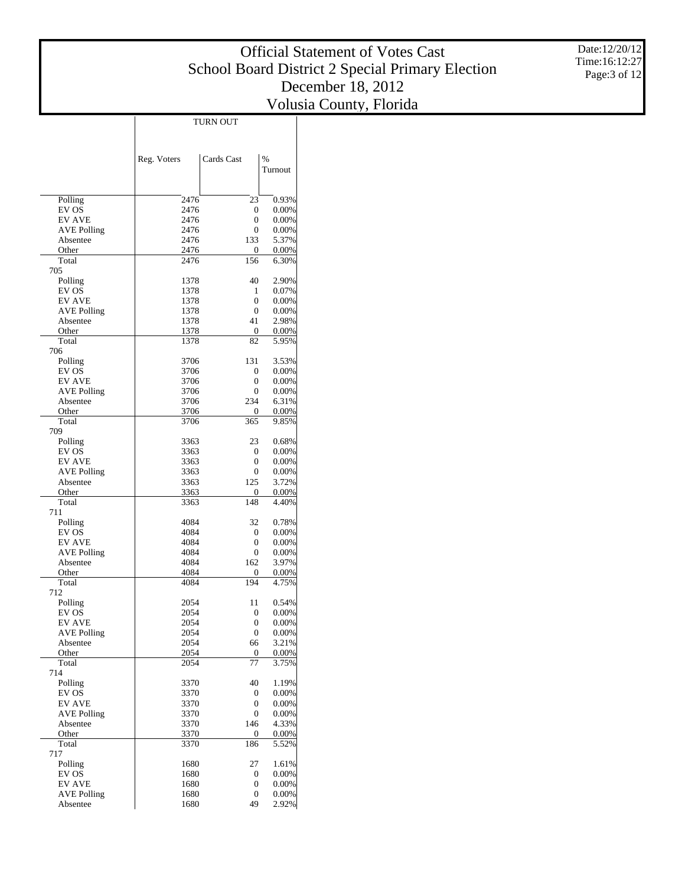# Official Statement of Votes Cast
## School Board District 2 Special Primary Election
## December 18, 2012
## Volusia County, Florida

Date:12/20/12
Time:16:12:27

| | TURN OUT | | |
|---|---|---|---|
| | Reg. Voters | Cards Cast | % Turnout |
| Polling | 2476 | 23 | 0.93% |
| EV OS | 2476 | 0 | 0.00% |
| EV AVE | 2476 | 0 | 0.00% |
| AVE Polling | 2476 | 0 | 0.00% |
| Absentee | 2476 | 133 | 5.37% |
| Other | 2476 | 0 | 0.00% |
| Total | 2476 | 156 | 6.30% |
| 705 | | | |
| Polling | 1378 | 40 | 2.90% |
| EV OS | 1378 | 1 | 0.07% |
| EV AVE | 1378 | 0 | 0.00% |
| AVE Polling | 1378 | 0 | 0.00% |
| Absentee | 1378 | 41 | 2.98% |
| Other | 1378 | 0 | 0.00% |
| Total | 1378 | 82 | 5.95% |
| 706 | | | |
| Polling | 3706 | 131 | 3.53% |
| EV OS | 3706 | 0 | 0.00% |
| EV AVE | 3706 | 0 | 0.00% |
| AVE Polling | 3706 | 0 | 0.00% |
| Absentee | 3706 | 234 | 6.31% |
| Other | 3706 | 0 | 0.00% |
| Total | 3706 | 365 | 9.85% |
| 709 | | | |
| Polling | 3363 | 23 | 0.68% |
| EV OS | 3363 | 0 | 0.00% |
| EV AVE | 3363 | 0 | 0.00% |
| AVE Polling | 3363 | 0 | 0.00% |
| Absentee | 3363 | 125 | 3.72% |
| Other | 3363 | 0 | 0.00% |
| Total | 3363 | 148 | 4.40% |
| 711 | | | |
| Polling | 4084 | 32 | 0.78% |
| EV OS | 4084 | 0 | 0.00% |
| EV AVE | 4084 | 0 | 0.00% |
| AVE Polling | 4084 | 0 | 0.00% |
| Absentee | 4084 | 162 | 3.97% |
| Other | 4084 | 0 | 0.00% |
| Total | 4084 | 194 | 4.75% |
| 712 | | | |
| Polling | 2054 | 11 | 0.54% |
| EV OS | 2054 | 0 | 0.00% |
| EV AVE | 2054 | 0 | 0.00% |
| AVE Polling | 2054 | 0 | 0.00% |
| Absentee | 2054 | 66 | 3.21% |
| Other | 2054 | 0 | 0.00% |
| Total | 2054 | 77 | 3.75% |
| 714 | | | |
| Polling | 3370 | 40 | 1.19% |
| EV OS | 3370 | 0 | 0.00% |
| EV AVE | 3370 | 0 | 0.00% |
| AVE Polling | 3370 | 0 | 0.00% |
| Absentee | 3370 | 146 | 4.33% |
| Other | 3370 | 0 | 0.00% |
| Total | 3370 | 186 | 5.52% |
| 717 | | | |
| Polling | 1680 | 27 | 1.61% |
| EV OS | 1680 | 0 | 0.00% |
| EV AVE | 1680 | 0 | 0.00% |
| AVE Polling | 1680 | 0 | 0.00% |
| Absentee | 1680 | 49 | 2.92% |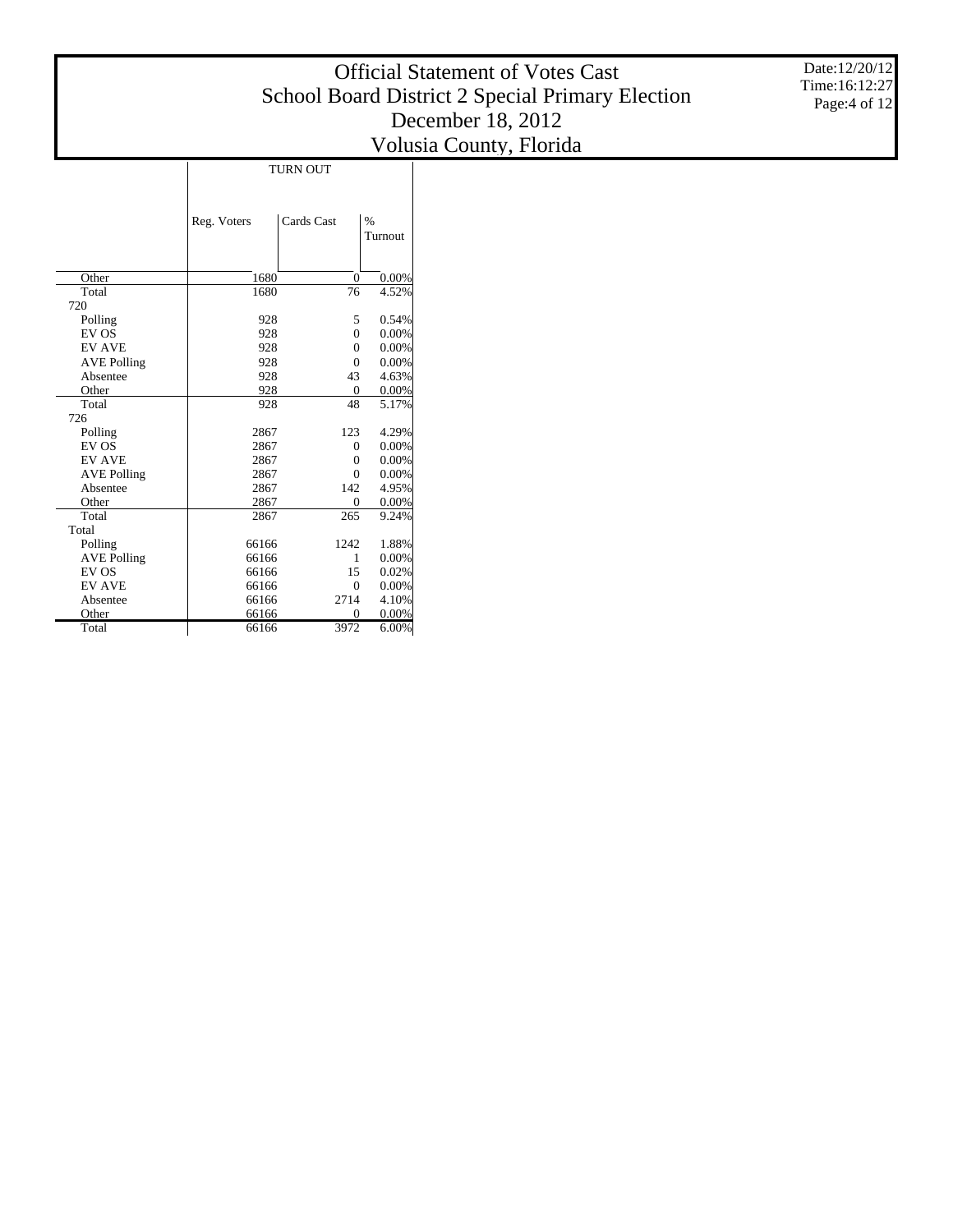# Official Statement of Votes Cast
## School Board District 2 Special Primary Election
## December 18, 2012
## Volusia County, Florida

Date:12/20/12
Time:16:12:27

| | TURN OUT | | |
|---|---|---|---|
| | Reg. Voters | Cards Cast | % Turnout |
| Other | 1680 | 0 | 0.00% |
| Total | 1680 | 76 | 4.52% |
| 720 | | | |
| Polling | 928 | 5 | 0.54% |
| EV OS | 928 | 0 | 0.00% |
| EV AVE | 928 | 0 | 0.00% |
| AVE Polling | 928 | 0 | 0.00% |
| Absentee | 928 | 43 | 4.63% |
| Other | 928 | 0 | 0.00% |
| Total | 928 | 48 | 5.17% |
| 726 | | | |
| Polling | 2867 | 123 | 4.29% |
| EV OS | 2867 | 0 | 0.00% |
| EV AVE | 2867 | 0 | 0.00% |
| AVE Polling | 2867 | 0 | 0.00% |
| Absentee | 2867 | 142 | 4.95% |
| Other | 2867 | 0 | 0.00% |
| Total | 2867 | 265 | 9.24% |
| Total | | | |
| Polling | 66166 | 1242 | 1.88% |
| AVE Polling | 66166 | 1 | 0.00% |
| EV OS | 66166 | 15 | 0.02% |
| EV AVE | 66166 | 0 | 0.00% |
| Absentee | 66166 | 2714 | 4.10% |
| Other | 66166 | 0 | 0.00% |
| Total | 66166 | 3972 | 6.00% |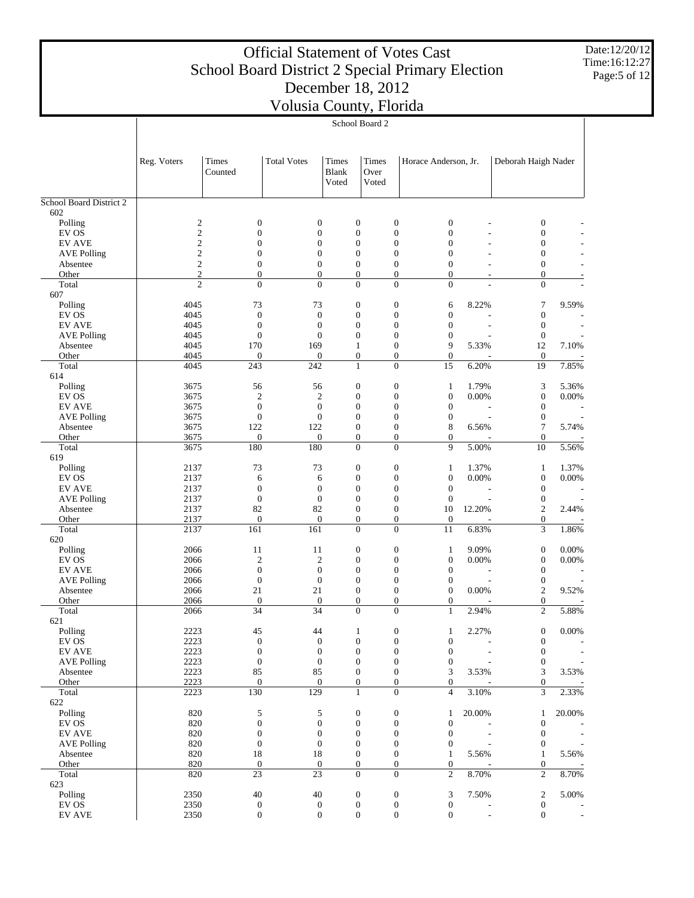# Official Statement of Votes Cast
## School Board District 2 Special Primary Election
## December 18, 2012
## Volusia County, Florida

Date:12/20/12
Time:16:12:27

| | School Board 2 | | | | | | | | |
|---|---|---|---|---|---|---|---|---|---|
| | Reg. Voters | Times Counted | Total Votes | Times Blank Voted | Times Over Voted | Horace Anderson, Jr. | | Deborah Haigh Nader | |
| **School Board District 2** | | | | | | | | | |
| 602 | | | | | | | | | |
| Polling | 2 | 0 | 0 | 0 | 0 | 0 | - | 0 | - |
| EV OS | 2 | 0 | 0 | 0 | 0 | 0 | - | 0 | - |
| EV AVE | 2 | 0 | 0 | 0 | 0 | 0 | - | 0 | - |
| AVE Polling | 2 | 0 | 0 | 0 | 0 | 0 | - | 0 | - |
| Absentee | 2 | 0 | 0 | 0 | 0 | 0 | - | 0 | - |
| Other | 2 | 0 | 0 | 0 | 0 | 0 | - | 0 | - |
| Total | 2 | 0 | 0 | 0 | 0 | 0 | - | 0 | - |
| 607 | | | | | | | | | |
| Polling | 4045 | 73 | 73 | 0 | 0 | 6 | 8.22% | 7 | 9.59% |
| EV OS | 4045 | 0 | 0 | 0 | 0 | 0 | - | 0 | - |
| EV AVE | 4045 | 0 | 0 | 0 | 0 | 0 | - | 0 | - |
| AVE Polling | 4045 | 0 | 0 | 0 | 0 | 0 | - | 0 | - |
| Absentee | 4045 | 170 | 169 | 1 | 0 | 9 | 5.33% | 12 | 7.10% |
| Other | 4045 | 0 | 0 | 0 | 0 | 0 | - | 0 | - |
| Total | 4045 | 243 | 242 | 1 | 0 | 15 | 6.20% | 19 | 7.85% |
| 614 | | | | | | | | | |
| Polling | 3675 | 56 | 56 | 0 | 0 | 1 | 1.79% | 3 | 5.36% |
| EV OS | 3675 | 2 | 2 | 0 | 0 | 0 | 0.00% | 0 | 0.00% |
| EV AVE | 3675 | 0 | 0 | 0 | 0 | 0 | - | 0 | - |
| AVE Polling | 3675 | 0 | 0 | 0 | 0 | 0 | - | 0 | - |
| Absentee | 3675 | 122 | 122 | 0 | 0 | 8 | 6.56% | 7 | 5.74% |
| Other | 3675 | 0 | 0 | 0 | 0 | 0 | - | 0 | - |
| Total | 3675 | 180 | 180 | 0 | 0 | 9 | 5.00% | 10 | 5.56% |
| 619 | | | | | | | | | |
| Polling | 2137 | 73 | 73 | 0 | 0 | 1 | 1.37% | 1 | 1.37% |
| EV OS | 2137 | 6 | 6 | 0 | 0 | 0 | 0.00% | 0 | 0.00% |
| EV AVE | 2137 | 0 | 0 | 0 | 0 | 0 | - | 0 | - |
| AVE Polling | 2137 | 0 | 0 | 0 | 0 | 0 | - | 0 | - |
| Absentee | 2137 | 82 | 82 | 0 | 0 | 10 | 12.20% | 2 | 2.44% |
| Other | 2137 | 0 | 0 | 0 | 0 | 0 | - | 0 | - |
| Total | 2137 | 161 | 161 | 0 | 0 | 11 | 6.83% | 3 | 1.86% |
| 620 | | | | | | | | | |
| Polling | 2066 | 11 | 11 | 0 | 0 | 1 | 9.09% | 0 | 0.00% |
| EV OS | 2066 | 2 | 2 | 0 | 0 | 0 | 0.00% | 0 | 0.00% |
| EV AVE | 2066 | 0 | 0 | 0 | 0 | 0 | - | 0 | - |
| AVE Polling | 2066 | 0 | 0 | 0 | 0 | 0 | - | 0 | - |
| Absentee | 2066 | 21 | 21 | 0 | 0 | 0 | 0.00% | 2 | 9.52% |
| Other | 2066 | 0 | 0 | 0 | 0 | 0 | - | 0 | - |
| Total | 2066 | 34 | 34 | 0 | 0 | 1 | 2.94% | 2 | 5.88% |
| 621 | | | | | | | | | |
| Polling | 2223 | 45 | 44 | 1 | 0 | 1 | 2.27% | 0 | 0.00% |
| EV OS | 2223 | 0 | 0 | 0 | 0 | 0 | - | 0 | - |
| EV AVE | 2223 | 0 | 0 | 0 | 0 | 0 | - | 0 | - |
| AVE Polling | 2223 | 0 | 0 | 0 | 0 | 0 | - | 0 | - |
| Absentee | 2223 | 85 | 85 | 0 | 0 | 3 | 3.53% | 3 | 3.53% |
| Other | 2223 | 0 | 0 | 0 | 0 | 0 | - | 0 | - |
| Total | 2223 | 130 | 129 | 1 | 0 | 4 | 3.10% | 3 | 2.33% |
| 622 | | | | | | | | | |
| Polling | 820 | 5 | 5 | 0 | 0 | 1 | 20.00% | 1 | 20.00% |
| EV OS | 820 | 0 | 0 | 0 | 0 | 0 | - | 0 | - |
| EV AVE | 820 | 0 | 0 | 0 | 0 | 0 | - | 0 | - |
| AVE Polling | 820 | 0 | 0 | 0 | 0 | 0 | - | 0 | - |
| Absentee | 820 | 18 | 18 | 0 | 0 | 1 | 5.56% | 1 | 5.56% |
| Other | 820 | 0 | 0 | 0 | 0 | 0 | - | 0 | - |
| Total | 820 | 23 | 23 | 0 | 0 | 2 | 8.70% | 2 | 8.70% |
| 623 | | | | | | | | | |
| Polling | 2350 | 40 | 40 | 0 | 0 | 3 | 7.50% | 2 | 5.00% |
| EV OS | 2350 | 0 | 0 | 0 | 0 | 0 | - | 0 | - |
| EV AVE | 2350 | 0 | 0 | 0 | 0 | 0 | - | 0 | - |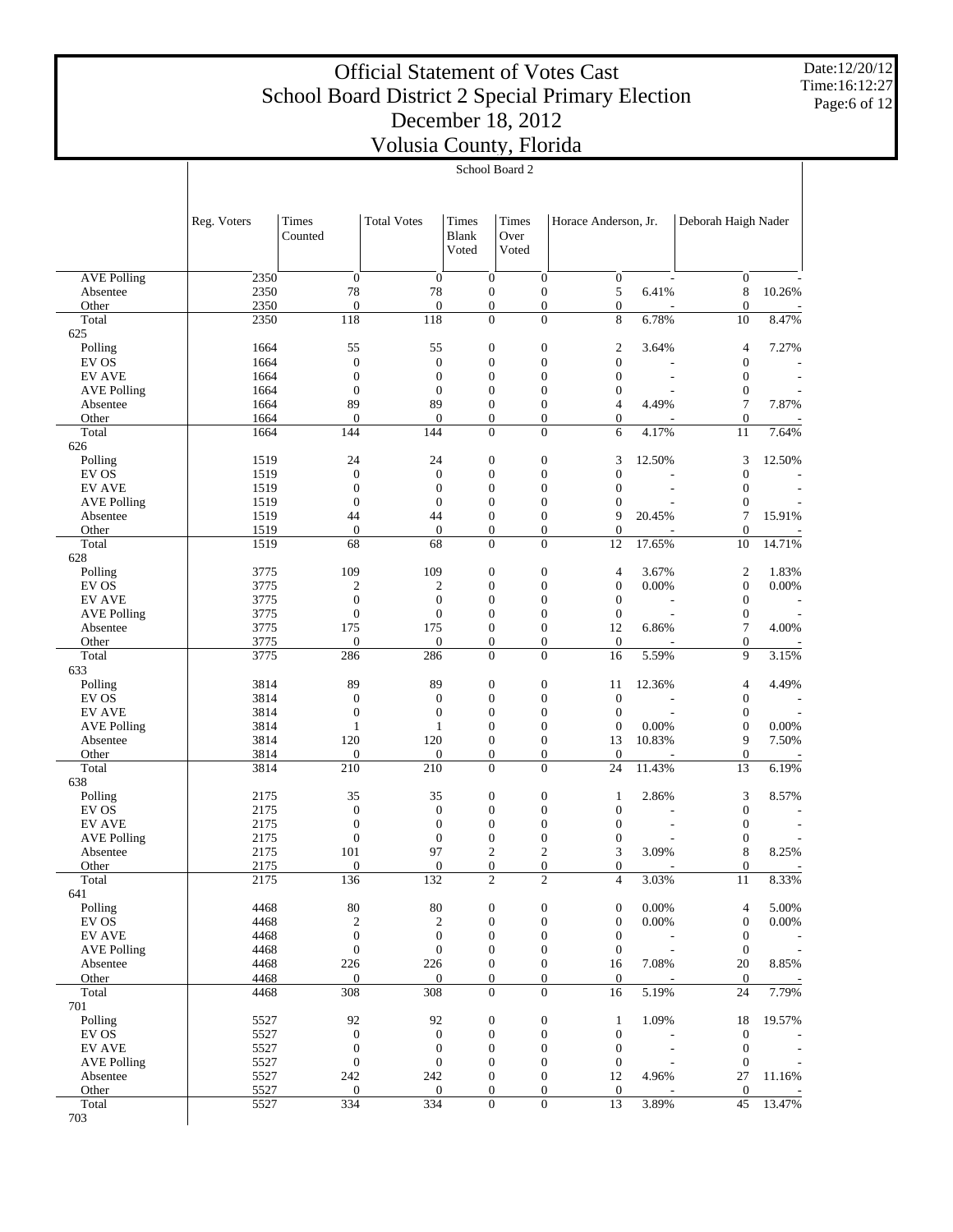# Official Statement of Votes Cast
## School Board District 2 Special Primary Election
## December 18, 2012
## Volusia County, Florida

Date:12/20/12
Time:16:12:27

| | School Board 2 | | | | | | | | |
|---|---|---|---|---|---|---|---|---|---|
| | Reg. Voters | Times Counted | Total Votes | Times Blank Voted | Times Over Voted | Horace Anderson, Jr. | | Deborah Haigh Nader | |
| AVE Polling | 2350 | 0 | 0 | 0 | 0 | 0 | - | 0 | - |
| Absentee | 2350 | 78 | 78 | 0 | 0 | 5 | 6.41% | 8 | 10.26% |
| Other | 2350 | 0 | 0 | 0 | 0 | 0 | - | 0 | - |
| Total | 2350 | 118 | 118 | 0 | 0 | 8 | 6.78% | 10 | 8.47% |
| 625 | | | | | | | | | |
| Polling | 1664 | 55 | 55 | 0 | 0 | 2 | 3.64% | 4 | 7.27% |
| EV OS | 1664 | 0 | 0 | 0 | 0 | 0 | - | 0 | - |
| EV AVE | 1664 | 0 | 0 | 0 | 0 | 0 | - | 0 | - |
| AVE Polling | 1664 | 0 | 0 | 0 | 0 | 0 | - | 0 | - |
| Absentee | 1664 | 89 | 89 | 0 | 0 | 4 | 4.49% | 7 | 7.87% |
| Other | 1664 | 0 | 0 | 0 | 0 | 0 | - | 0 | - |
| Total | 1664 | 144 | 144 | 0 | 0 | 6 | 4.17% | 11 | 7.64% |
| 626 | | | | | | | | | |
| Polling | 1519 | 24 | 24 | 0 | 0 | 3 | 12.50% | 3 | 12.50% |
| EV OS | 1519 | 0 | 0 | 0 | 0 | 0 | - | 0 | - |
| EV AVE | 1519 | 0 | 0 | 0 | 0 | 0 | - | 0 | - |
| AVE Polling | 1519 | 0 | 0 | 0 | 0 | 0 | - | 0 | - |
| Absentee | 1519 | 44 | 44 | 0 | 0 | 9 | 20.45% | 7 | 15.91% |
| Other | 1519 | 0 | 0 | 0 | 0 | 0 | - | 0 | - |
| Total | 1519 | 68 | 68 | 0 | 0 | 12 | 17.65% | 10 | 14.71% |
| 628 | | | | | | | | | |
| Polling | 3775 | 109 | 109 | 0 | 0 | 4 | 3.67% | 2 | 1.83% |
| EV OS | 3775 | 2 | 2 | 0 | 0 | 0 | 0.00% | 0 | 0.00% |
| EV AVE | 3775 | 0 | 0 | 0 | 0 | 0 | - | 0 | - |
| AVE Polling | 3775 | 0 | 0 | 0 | 0 | 0 | - | 0 | - |
| Absentee | 3775 | 175 | 175 | 0 | 0 | 12 | 6.86% | 7 | 4.00% |
| Other | 3775 | 0 | 0 | 0 | 0 | 0 | - | 0 | - |
| Total | 3775 | 286 | 286 | 0 | 0 | 16 | 5.59% | 9 | 3.15% |
| 633 | | | | | | | | | |
| Polling | 3814 | 89 | 89 | 0 | 0 | 11 | 12.36% | 4 | 4.49% |
| EV OS | 3814 | 0 | 0 | 0 | 0 | 0 | - | 0 | - |
| EV AVE | 3814 | 0 | 0 | 0 | 0 | 0 | - | 0 | - |
| AVE Polling | 3814 | 1 | 1 | 0 | 0 | 0 | 0.00% | 0 | 0.00% |
| Absentee | 3814 | 120 | 120 | 0 | 0 | 13 | 10.83% | 9 | 7.50% |
| Other | 3814 | 0 | 0 | 0 | 0 | 0 | - | 0 | - |
| Total | 3814 | 210 | 210 | 0 | 0 | 24 | 11.43% | 13 | 6.19% |
| 638 | | | | | | | | | |
| Polling | 2175 | 35 | 35 | 0 | 0 | 1 | 2.86% | 3 | 8.57% |
| EV OS | 2175 | 0 | 0 | 0 | 0 | 0 | - | 0 | - |
| EV AVE | 2175 | 0 | 0 | 0 | 0 | 0 | - | 0 | - |
| AVE Polling | 2175 | 0 | 0 | 0 | 0 | 0 | - | 0 | - |
| Absentee | 2175 | 101 | 97 | 2 | 2 | 3 | 3.09% | 8 | 8.25% |
| Other | 2175 | 0 | 0 | 0 | 0 | 0 | - | 0 | - |
| Total | 2175 | 136 | 132 | 2 | 2 | 4 | 3.03% | 11 | 8.33% |
| 641 | | | | | | | | | |
| Polling | 4468 | 80 | 80 | 0 | 0 | 0 | 0.00% | 4 | 5.00% |
| EV OS | 4468 | 2 | 2 | 0 | 0 | 0 | 0.00% | 0 | 0.00% |
| EV AVE | 4468 | 0 | 0 | 0 | 0 | 0 | - | 0 | - |
| AVE Polling | 4468 | 0 | 0 | 0 | 0 | 0 | - | 0 | - |
| Absentee | 4468 | 226 | 226 | 0 | 0 | 16 | 7.08% | 20 | 8.85% |
| Other | 4468 | 0 | 0 | 0 | 0 | 0 | - | 0 | - |
| Total | 4468 | 308 | 308 | 0 | 0 | 16 | 5.19% | 24 | 7.79% |
| 701 | | | | | | | | | |
| Polling | 5527 | 92 | 92 | 0 | 0 | 1 | 1.09% | 18 | 19.57% |
| EV OS | 5527 | 0 | 0 | 0 | 0 | 0 | - | 0 | - |
| EV AVE | 5527 | 0 | 0 | 0 | 0 | 0 | - | 0 | - |
| AVE Polling | 5527 | 0 | 0 | 0 | 0 | 0 | - | 0 | - |
| Absentee | 5527 | 242 | 242 | 0 | 0 | 12 | 4.96% | 27 | 11.16% |
| Other | 5527 | 0 | 0 | 0 | 0 | 0 | - | 0 | - |
| Total | 5527 | 334 | 334 | 0 | 0 | 13 | 3.89% | 45 | 13.47% |
| 703 | | | | | | | | | |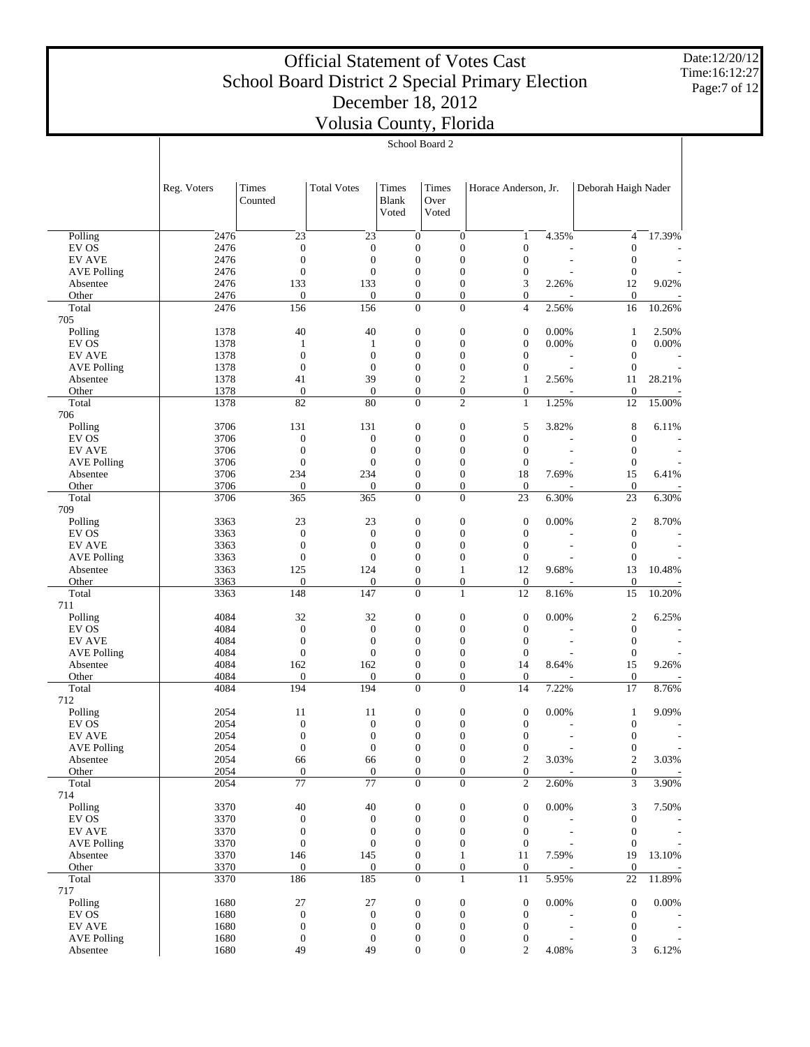# Official Statement of Votes Cast
## School Board District 2 Special Primary Election
## December 18, 2012
## Volusia County, Florida

Date:12/20/12
Time:16:12:27

| | School Board 2 | | | | | | | | |
|---|---|---|---|---|---|---|---|---|---|
| | Reg. Voters | Times Counted | Total Votes | Times Blank Voted | Times Over Voted | Horace Anderson, Jr. | | Deborah Haigh Nader | |
| Polling | 2476 | 23 | 23 | 0 | 0 | 1 | 4.35% | 4 | 17.39% |
| EV OS | 2476 | 0 | 0 | 0 | 0 | 0 | - | 0 | - |
| EV AVE | 2476 | 0 | 0 | 0 | 0 | 0 | - | 0 | - |
| AVE Polling | 2476 | 0 | 0 | 0 | 0 | 0 | - | 0 | - |
| Absentee | 2476 | 133 | 133 | 0 | 0 | 3 | 2.26% | 12 | 9.02% |
| Other | 2476 | 0 | 0 | 0 | 0 | 0 | - | 0 | - |
| Total | 2476 | 156 | 156 | 0 | 0 | 4 | 2.56% | 16 | 10.26% |
| 705 | | | | | | | | | |
| Polling | 1378 | 40 | 40 | 0 | 0 | 0 | 0.00% | 1 | 2.50% |
| EV OS | 1378 | 1 | 1 | 0 | 0 | 0 | 0.00% | 0 | 0.00% |
| EV AVE | 1378 | 0 | 0 | 0 | 0 | 0 | - | 0 | - |
| AVE Polling | 1378 | 0 | 0 | 0 | 0 | 0 | - | 0 | - |
| Absentee | 1378 | 41 | 39 | 0 | 2 | 1 | 2.56% | 11 | 28.21% |
| Other | 1378 | 0 | 0 | 0 | 0 | 0 | - | 0 | - |
| Total | 1378 | 82 | 80 | 0 | 2 | 1 | 1.25% | 12 | 15.00% |
| 706 | | | | | | | | | |
| Polling | 3706 | 131 | 131 | 0 | 0 | 5 | 3.82% | 8 | 6.11% |
| EV OS | 3706 | 0 | 0 | 0 | 0 | 0 | - | 0 | - |
| EV AVE | 3706 | 0 | 0 | 0 | 0 | 0 | - | 0 | - |
| AVE Polling | 3706 | 0 | 0 | 0 | 0 | 0 | - | 0 | - |
| Absentee | 3706 | 234 | 234 | 0 | 0 | 18 | 7.69% | 15 | 6.41% |
| Other | 3706 | 0 | 0 | 0 | 0 | 0 | - | 0 | - |
| Total | 3706 | 365 | 365 | 0 | 0 | 23 | 6.30% | 23 | 6.30% |
| 709 | | | | | | | | | |
| Polling | 3363 | 23 | 23 | 0 | 0 | 0 | 0.00% | 2 | 8.70% |
| EV OS | 3363 | 0 | 0 | 0 | 0 | 0 | - | 0 | - |
| EV AVE | 3363 | 0 | 0 | 0 | 0 | 0 | - | 0 | - |
| AVE Polling | 3363 | 0 | 0 | 0 | 0 | 0 | - | 0 | - |
| Absentee | 3363 | 125 | 124 | 0 | 1 | 12 | 9.68% | 13 | 10.48% |
| Other | 3363 | 0 | 0 | 0 | 0 | 0 | - | 0 | - |
| Total | 3363 | 148 | 147 | 0 | 1 | 12 | 8.16% | 15 | 10.20% |
| 711 | | | | | | | | | |
| Polling | 4084 | 32 | 32 | 0 | 0 | 0 | 0.00% | 2 | 6.25% |
| EV OS | 4084 | 0 | 0 | 0 | 0 | 0 | - | 0 | - |
| EV AVE | 4084 | 0 | 0 | 0 | 0 | 0 | - | 0 | - |
| AVE Polling | 4084 | 0 | 0 | 0 | 0 | 0 | - | 0 | - |
| Absentee | 4084 | 162 | 162 | 0 | 0 | 14 | 8.64% | 15 | 9.26% |
| Other | 4084 | 0 | 0 | 0 | 0 | 0 | - | 0 | - |
| Total | 4084 | 194 | 194 | 0 | 0 | 14 | 7.22% | 17 | 8.76% |
| 712 | | | | | | | | | |
| Polling | 2054 | 11 | 11 | 0 | 0 | 0 | 0.00% | 1 | 9.09% |
| EV OS | 2054 | 0 | 0 | 0 | 0 | 0 | - | 0 | - |
| EV AVE | 2054 | 0 | 0 | 0 | 0 | 0 | - | 0 | - |
| AVE Polling | 2054 | 0 | 0 | 0 | 0 | 0 | - | 0 | - |
| Absentee | 2054 | 66 | 66 | 0 | 0 | 2 | 3.03% | 2 | 3.03% |
| Other | 2054 | 0 | 0 | 0 | 0 | 0 | - | 0 | - |
| Total | 2054 | 77 | 77 | 0 | 0 | 2 | 2.60% | 3 | 3.90% |
| 714 | | | | | | | | | |
| Polling | 3370 | 40 | 40 | 0 | 0 | 0 | 0.00% | 3 | 7.50% |
| EV OS | 3370 | 0 | 0 | 0 | 0 | 0 | - | 0 | - |
| EV AVE | 3370 | 0 | 0 | 0 | 0 | 0 | - | 0 | - |
| AVE Polling | 3370 | 0 | 0 | 0 | 0 | 0 | - | 0 | - |
| Absentee | 3370 | 146 | 145 | 0 | 1 | 11 | 7.59% | 19 | 13.10% |
| Other | 3370 | 0 | 0 | 0 | 0 | 0 | - | 0 | - |
| Total | 3370 | 186 | 185 | 0 | 1 | 11 | 5.95% | 22 | 11.89% |
| 717 | | | | | | | | | |
| Polling | 1680 | 27 | 27 | 0 | 0 | 0 | 0.00% | 0 | 0.00% |
| EV OS | 1680 | 0 | 0 | 0 | 0 | 0 | - | 0 | - |
| EV AVE | 1680 | 0 | 0 | 0 | 0 | 0 | - | 0 | - |
| AVE Polling | 1680 | 0 | 0 | 0 | 0 | 0 | - | 0 | - |
| Absentee | 1680 | 49 | 49 | 0 | 0 | 2 | 4.08% | 3 | 6.12% |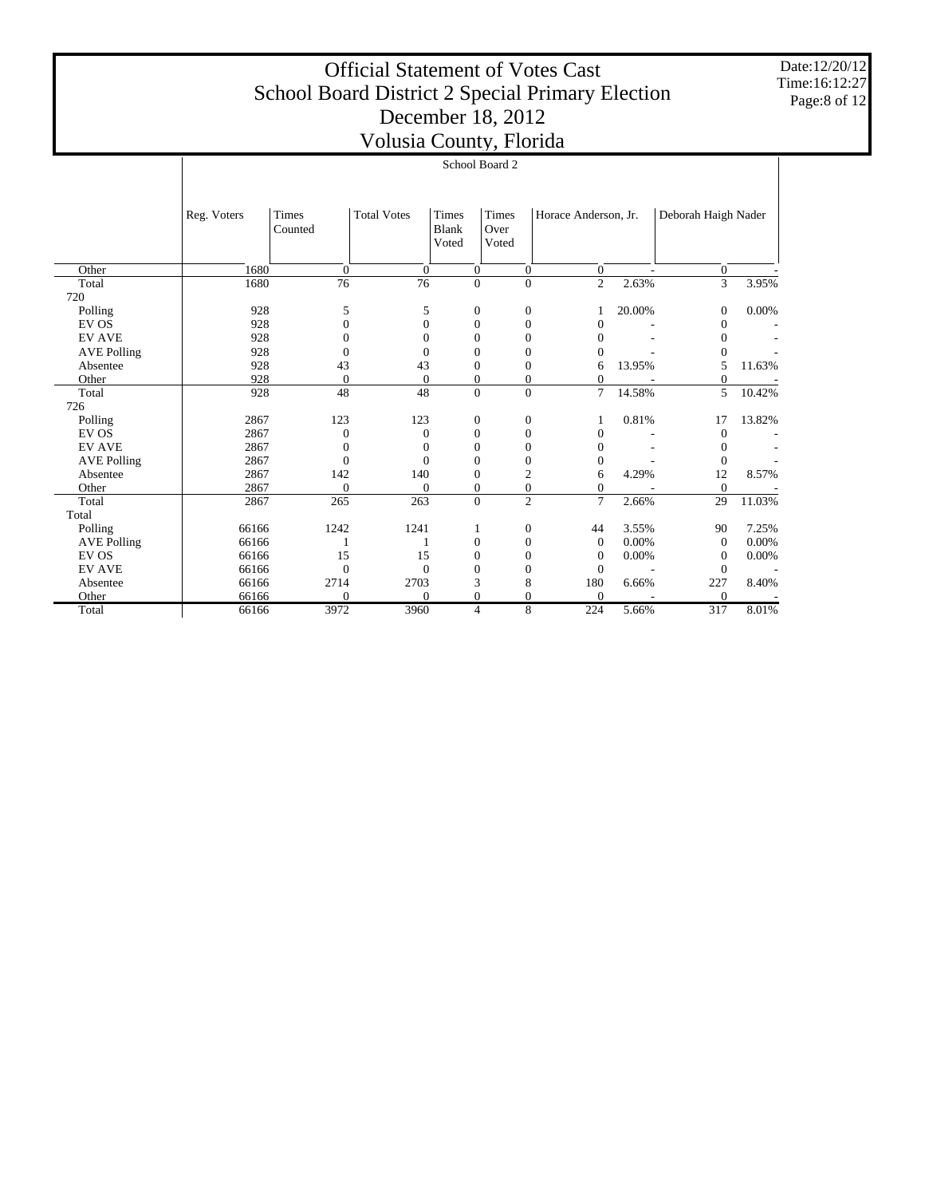# Official Statement of Votes Cast
## School Board District 2 Special Primary Election
## December 18, 2012
## Volusia County, Florida

Date:12/20/12
Time:16:12:27

| | School Board 2 | | | | | | | | |
|---|---|---|---|---|---|---|---|---|---|
| | Reg. Voters | Times Counted | Total Votes | Times Blank Voted | Times Over Voted | Horace Anderson, Jr. | | Deborah Haigh Nader | |
| Other | 1680 | 0 | 0 | 0 | 0 | 0 | - | 0 | - |
| Total | 1680 | 76 | 76 | 0 | 0 | 2 | 2.63% | 3 | 3.95% |
| 720 | | | | | | | | | |
| Polling | 928 | 5 | 5 | 0 | 0 | 1 | 20.00% | 0 | 0.00% |
| EV OS | 928 | 0 | 0 | 0 | 0 | 0 | - | 0 | - |
| EV AVE | 928 | 0 | 0 | 0 | 0 | 0 | - | 0 | - |
| AVE Polling | 928 | 0 | 0 | 0 | 0 | 0 | - | 0 | - |
| Absentee | 928 | 43 | 43 | 0 | 0 | 6 | 13.95% | 5 | 11.63% |
| Other | 928 | 0 | 0 | 0 | 0 | 0 | - | 0 | - |
| Total | 928 | 48 | 48 | 0 | 0 | 7 | 14.58% | 5 | 10.42% |
| 726 | | | | | | | | | |
| Polling | 2867 | 123 | 123 | 0 | 0 | 1 | 0.81% | 17 | 13.82% |
| EV OS | 2867 | 0 | 0 | 0 | 0 | 0 | - | 0 | - |
| EV AVE | 2867 | 0 | 0 | 0 | 0 | 0 | - | 0 | - |
| AVE Polling | 2867 | 0 | 0 | 0 | 0 | 0 | - | 0 | - |
| Absentee | 2867 | 142 | 140 | 0 | 2 | 6 | 4.29% | 12 | 8.57% |
| Other | 2867 | 0 | 0 | 0 | 0 | 0 | - | 0 | - |
| Total | 2867 | 265 | 263 | 0 | 2 | 7 | 2.66% | 29 | 11.03% |
| Total | | | | | | | | | |
| Polling | 66166 | 1242 | 1241 | 1 | 0 | 44 | 3.55% | 90 | 7.25% |
| AVE Polling | 66166 | 1 | 1 | 0 | 0 | 0 | 0.00% | 0 | 0.00% |
| EV OS | 66166 | 15 | 15 | 0 | 0 | 0 | 0.00% | 0 | 0.00% |
| EV AVE | 66166 | 0 | 0 | 0 | 0 | 0 | - | 0 | - |
| Absentee | 66166 | 2714 | 2703 | 3 | 8 | 180 | 6.66% | 227 | 8.40% |
| Other | 66166 | 0 | 0 | 0 | 0 | 0 | - | 0 | - |
| Total | 66166 | 3972 | 3960 | 4 | 8 | 224 | 5.66% | 317 | 8.01% |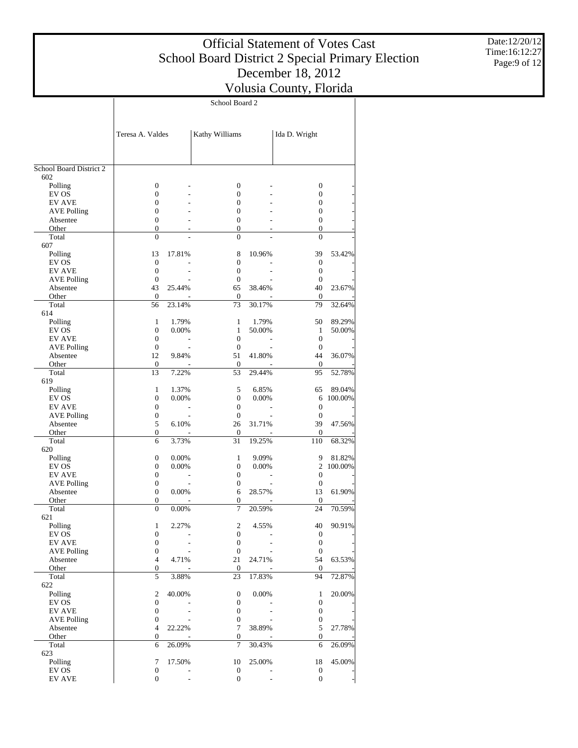# Official Statement of Votes Cast
## School Board District 2 Special Primary Election
## December 18, 2012
## Volusia County, Florida

Date:12/20/12
Time:16:12:27

| | School Board 2 | | | | | |
|---|---|---|---|---|---|---|
| | Teresa A. Valdes | | Kathy Williams | | Ida D. Wright | |
| School Board District 2 | | | | | | |
| 602 | | | | | | |
| Polling | 0 | - | 0 | - | 0 | - |
| EV OS | 0 | - | 0 | - | 0 | - |
| EV AVE | 0 | - | 0 | - | 0 | - |
| AVE Polling | 0 | - | 0 | - | 0 | - |
| Absentee | 0 | - | 0 | - | 0 | - |
| Other | 0 | - | 0 | - | 0 | - |
| Total | 0 | - | 0 | - | 0 | - |
| 607 | | | | | | |
| Polling | 13 | 17.81% | 8 | 10.96% | 39 | 53.42% |
| EV OS | 0 | - | 0 | - | 0 | - |
| EV AVE | 0 | - | 0 | - | 0 | - |
| AVE Polling | 0 | - | 0 | - | 0 | - |
| Absentee | 43 | 25.44% | 65 | 38.46% | 40 | 23.67% |
| Other | 0 | - | 0 | - | 0 | - |
| Total | 56 | 23.14% | 73 | 30.17% | 79 | 32.64% |
| 614 | | | | | | |
| Polling | 1 | 1.79% | 1 | 1.79% | 50 | 89.29% |
| EV OS | 0 | 0.00% | 1 | 50.00% | 1 | 50.00% |
| EV AVE | 0 | - | 0 | - | 0 | - |
| AVE Polling | 0 | - | 0 | - | 0 | - |
| Absentee | 12 | 9.84% | 51 | 41.80% | 44 | 36.07% |
| Other | 0 | - | 0 | - | 0 | - |
| Total | 13 | 7.22% | 53 | 29.44% | 95 | 52.78% |
| 619 | | | | | | |
| Polling | 1 | 1.37% | 5 | 6.85% | 65 | 89.04% |
| EV OS | 0 | 0.00% | 0 | 0.00% | 6 | 100.00% |
| EV AVE | 0 | - | 0 | - | 0 | - |
| AVE Polling | 0 | - | 0 | - | 0 | - |
| Absentee | 5 | 6.10% | 26 | 31.71% | 39 | 47.56% |
| Other | 0 | - | 0 | - | 0 | - |
| Total | 6 | 3.73% | 31 | 19.25% | 110 | 68.32% |
| 620 | | | | | | |
| Polling | 0 | 0.00% | 1 | 9.09% | 9 | 81.82% |
| EV OS | 0 | 0.00% | 0 | 0.00% | 2 | 100.00% |
| EV AVE | 0 | - | 0 | - | 0 | - |
| AVE Polling | 0 | - | 0 | - | 0 | - |
| Absentee | 0 | 0.00% | 6 | 28.57% | 13 | 61.90% |
| Other | 0 | - | 0 | - | 0 | - |
| Total | 0 | 0.00% | 7 | 20.59% | 24 | 70.59% |
| 621 | | | | | | |
| Polling | 1 | 2.27% | 2 | 4.55% | 40 | 90.91% |
| EV OS | 0 | - | 0 | - | 0 | - |
| EV AVE | 0 | - | 0 | - | 0 | - |
| AVE Polling | 0 | - | 0 | - | 0 | - |
| Absentee | 4 | 4.71% | 21 | 24.71% | 54 | 63.53% |
| Other | 0 | - | 0 | - | 0 | - |
| Total | 5 | 3.88% | 23 | 17.83% | 94 | 72.87% |
| 622 | | | | | | |
| Polling | 2 | 40.00% | 0 | 0.00% | 1 | 20.00% |
| EV OS | 0 | - | 0 | - | 0 | - |
| EV AVE | 0 | - | 0 | - | 0 | - |
| AVE Polling | 0 | - | 0 | - | 0 | - |
| Absentee | 4 | 22.22% | 7 | 38.89% | 5 | 27.78% |
| Other | 0 | - | 0 | - | 0 | - |
| Total | 6 | 26.09% | 7 | 30.43% | 6 | 26.09% |
| 623 | | | | | | |
| Polling | 7 | 17.50% | 10 | 25.00% | 18 | 45.00% |
| EV OS | 0 | - | 0 | - | 0 | - |
| EV AVE | 0 | - | 0 | - | 0 | - |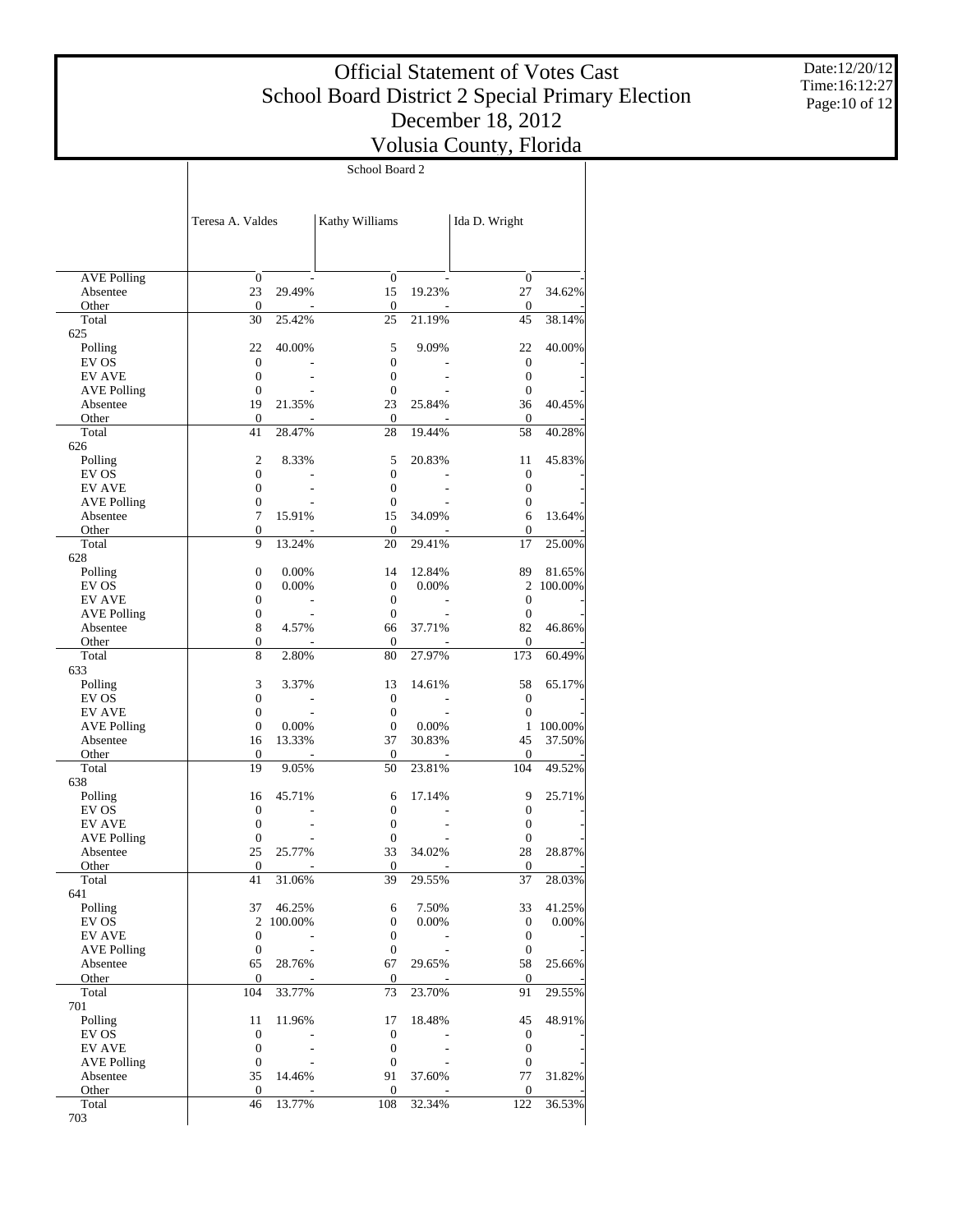# Official Statement of Votes Cast
## School Board District 2 Special Primary Election
## December 18, 2012
## Volusia County, Florida

Date:12/20/12
Time:16:12:27

| | School Board 2 | | | | | |
|---|---|---|---|---|---|---|
| | Teresa A. Valdes | | Kathy Williams | | Ida D. Wright | |
| AVE Polling | 0 | - | 0 | - | 0 | - |
| Absentee | 23 | 29.49% | 15 | 19.23% | 27 | 34.62% |
| Other | 0 | - | 0 | - | 0 | - |
| Total | 30 | 25.42% | 25 | 21.19% | 45 | 38.14% |
| 625 | | | | | | |
| Polling | 22 | 40.00% | 5 | 9.09% | 22 | 40.00% |
| EV OS | 0 | - | 0 | - | 0 | - |
| EV AVE | 0 | - | 0 | - | 0 | - |
| AVE Polling | 0 | - | 0 | - | 0 | - |
| Absentee | 19 | 21.35% | 23 | 25.84% | 36 | 40.45% |
| Other | 0 | - | 0 | - | 0 | - |
| Total | 41 | 28.47% | 28 | 19.44% | 58 | 40.28% |
| 626 | | | | | | |
| Polling | 2 | 8.33% | 5 | 20.83% | 11 | 45.83% |
| EV OS | 0 | - | 0 | - | 0 | - |
| EV AVE | 0 | - | 0 | - | 0 | - |
| AVE Polling | 0 | - | 0 | - | 0 | - |
| Absentee | 7 | 15.91% | 15 | 34.09% | 6 | 13.64% |
| Other | 0 | - | 0 | - | 0 | - |
| Total | 9 | 13.24% | 20 | 29.41% | 17 | 25.00% |
| 628 | | | | | | |
| Polling | 0 | 0.00% | 14 | 12.84% | 89 | 81.65% |
| EV OS | 0 | 0.00% | 0 | 0.00% | 2 | 100.00% |
| EV AVE | 0 | - | 0 | - | 0 | - |
| AVE Polling | 0 | - | 0 | - | 0 | - |
| Absentee | 8 | 4.57% | 66 | 37.71% | 82 | 46.86% |
| Other | 0 | - | 0 | - | 0 | - |
| Total | 8 | 2.80% | 80 | 27.97% | 173 | 60.49% |
| 633 | | | | | | |
| Polling | 3 | 3.37% | 13 | 14.61% | 58 | 65.17% |
| EV OS | 0 | - | 0 | - | 0 | - |
| EV AVE | 0 | - | 0 | - | 0 | - |
| AVE Polling | 0 | 0.00% | 0 | 0.00% | 1 | 100.00% |
| Absentee | 16 | 13.33% | 37 | 30.83% | 45 | 37.50% |
| Other | 0 | - | 0 | - | 0 | - |
| Total | 19 | 9.05% | 50 | 23.81% | 104 | 49.52% |
| 638 | | | | | | |
| Polling | 16 | 45.71% | 6 | 17.14% | 9 | 25.71% |
| EV OS | 0 | - | 0 | - | 0 | - |
| EV AVE | 0 | - | 0 | - | 0 | - |
| AVE Polling | 0 | - | 0 | - | 0 | - |
| Absentee | 25 | 25.77% | 33 | 34.02% | 28 | 28.87% |
| Other | 0 | - | 0 | - | 0 | - |
| Total | 41 | 31.06% | 39 | 29.55% | 37 | 28.03% |
| 641 | | | | | | |
| Polling | 37 | 46.25% | 6 | 7.50% | 33 | 41.25% |
| EV OS | 2 | 100.00% | 0 | 0.00% | 0 | 0.00% |
| EV AVE | 0 | - | 0 | - | 0 | - |
| AVE Polling | 0 | - | 0 | - | 0 | - |
| Absentee | 65 | 28.76% | 67 | 29.65% | 58 | 25.66% |
| Other | 0 | - | 0 | - | 0 | - |
| Total | 104 | 33.77% | 73 | 23.70% | 91 | 29.55% |
| 701 | | | | | | |
| Polling | 11 | 11.96% | 17 | 18.48% | 45 | 48.91% |
| EV OS | 0 | - | 0 | - | 0 | - |
| EV AVE | 0 | - | 0 | - | 0 | - |
| AVE Polling | 0 | - | 0 | - | 0 | - |
| Absentee | 35 | 14.46% | 91 | 37.60% | 77 | 31.82% |
| Other | 0 | - | 0 | - | 0 | - |
| Total | 46 | 13.77% | 108 | 32.34% | 122 | 36.53% |
| 703 | | | | | | |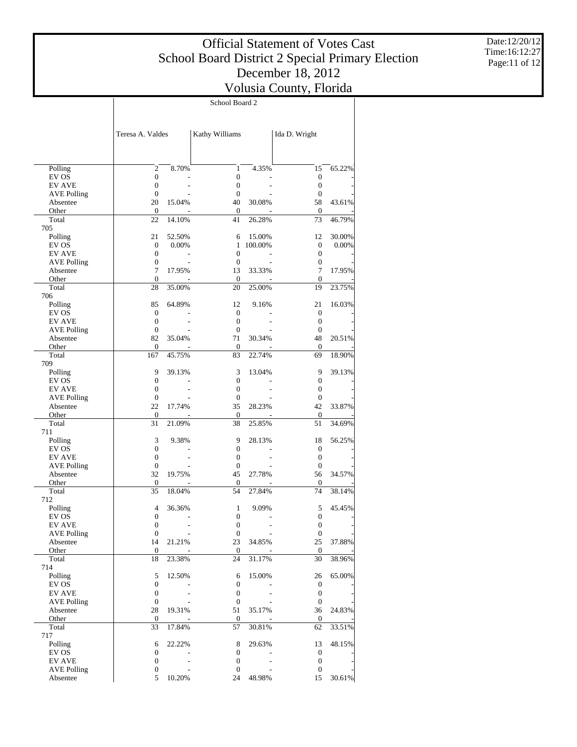# Official Statement of Votes Cast
## School Board District 2 Special Primary Election
## December 18, 2012
## Volusia County, Florida

Date:12/20/12
Time:16:12:27

| | School Board 2 | | | | | |
|---|---|---|---|---|---|---|
| | Teresa A. Valdes | | Kathy Williams | | Ida D. Wright | |
| Polling | 2 | 8.70% | 1 | 4.35% | 15 | 65.22% |
| EV OS | 0 | - | 0 | - | 0 | - |
| EV AVE | 0 | - | 0 | - | 0 | - |
| AVE Polling | 0 | - | 0 | - | 0 | - |
| Absentee | 20 | 15.04% | 40 | 30.08% | 58 | 43.61% |
| Other | 0 | - | 0 | - | 0 | - |
| Total | 22 | 14.10% | 41 | 26.28% | 73 | 46.79% |
| 705 | | | | | | |
| Polling | 21 | 52.50% | 6 | 15.00% | 12 | 30.00% |
| EV OS | 0 | 0.00% | 1 | 100.00% | 0 | 0.00% |
| EV AVE | 0 | - | 0 | - | 0 | - |
| AVE Polling | 0 | - | 0 | - | 0 | - |
| Absentee | 7 | 17.95% | 13 | 33.33% | 7 | 17.95% |
| Other | 0 | - | 0 | - | 0 | - |
| Total | 28 | 35.00% | 20 | 25.00% | 19 | 23.75% |
| 706 | | | | | | |
| Polling | 85 | 64.89% | 12 | 9.16% | 21 | 16.03% |
| EV OS | 0 | - | 0 | - | 0 | - |
| EV AVE | 0 | - | 0 | - | 0 | - |
| AVE Polling | 0 | - | 0 | - | 0 | - |
| Absentee | 82 | 35.04% | 71 | 30.34% | 48 | 20.51% |
| Other | 0 | - | 0 | - | 0 | - |
| Total | 167 | 45.75% | 83 | 22.74% | 69 | 18.90% |
| 709 | | | | | | |
| Polling | 9 | 39.13% | 3 | 13.04% | 9 | 39.13% |
| EV OS | 0 | - | 0 | - | 0 | - |
| EV AVE | 0 | - | 0 | - | 0 | - |
| AVE Polling | 0 | - | 0 | - | 0 | - |
| Absentee | 22 | 17.74% | 35 | 28.23% | 42 | 33.87% |
| Other | 0 | - | 0 | - | 0 | - |
| Total | 31 | 21.09% | 38 | 25.85% | 51 | 34.69% |
| 711 | | | | | | |
| Polling | 3 | 9.38% | 9 | 28.13% | 18 | 56.25% |
| EV OS | 0 | - | 0 | - | 0 | - |
| EV AVE | 0 | - | 0 | - | 0 | - |
| AVE Polling | 0 | - | 0 | - | 0 | - |
| Absentee | 32 | 19.75% | 45 | 27.78% | 56 | 34.57% |
| Other | 0 | - | 0 | - | 0 | - |
| Total | 35 | 18.04% | 54 | 27.84% | 74 | 38.14% |
| 712 | | | | | | |
| Polling | 4 | 36.36% | 1 | 9.09% | 5 | 45.45% |
| EV OS | 0 | - | 0 | - | 0 | - |
| EV AVE | 0 | - | 0 | - | 0 | - |
| AVE Polling | 0 | - | 0 | - | 0 | - |
| Absentee | 14 | 21.21% | 23 | 34.85% | 25 | 37.88% |
| Other | 0 | - | 0 | - | 0 | - |
| Total | 18 | 23.38% | 24 | 31.17% | 30 | 38.96% |
| 714 | | | | | | |
| Polling | 5 | 12.50% | 6 | 15.00% | 26 | 65.00% |
| EV OS | 0 | - | 0 | - | 0 | - |
| EV AVE | 0 | - | 0 | - | 0 | - |
| AVE Polling | 0 | - | 0 | - | 0 | - |
| Absentee | 28 | 19.31% | 51 | 35.17% | 36 | 24.83% |
| Other | 0 | - | 0 | - | 0 | - |
| Total | 33 | 17.84% | 57 | 30.81% | 62 | 33.51% |
| 717 | | | | | | |
| Polling | 6 | 22.22% | 8 | 29.63% | 13 | 48.15% |
| EV OS | 0 | - | 0 | - | 0 | - |
| EV AVE | 0 | - | 0 | - | 0 | - |
| AVE Polling | 0 | - | 0 | - | 0 | - |
| Absentee | 5 | 10.20% | 24 | 48.98% | 15 | 30.61% |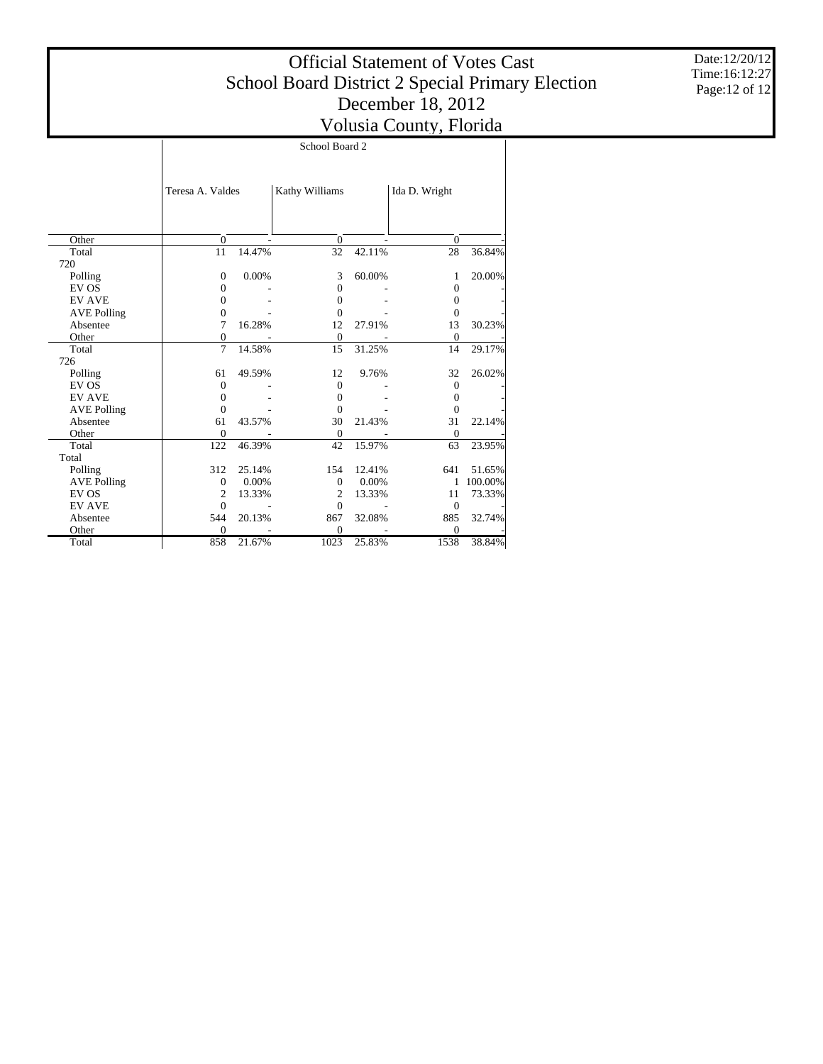# Official Statement of Votes Cast
## School Board District 2 Special Primary Election
## December 18, 2012
## Volusia County, Florida

Date:12/20/12
Time:16:12:27

| | School Board 2 | | | | | |
|---|---|---|---|---|---|---|
| | Teresa A. Valdes | | Kathy Williams | | Ida D. Wright | |
| Other | 0 | - | 0 | - | 0 | - |
| Total | 11 | 14.47% | 32 | 42.11% | 28 | 36.84% |
| 720 | | | | | | |
| Polling | 0 | 0.00% | 3 | 60.00% | 1 | 20.00% |
| EV OS | 0 | - | 0 | - | 0 | - |
| EV AVE | 0 | - | 0 | - | 0 | - |
| AVE Polling | 0 | - | 0 | - | 0 | - |
| Absentee | 7 | 16.28% | 12 | 27.91% | 13 | 30.23% |
| Other | 0 | - | 0 | - | 0 | - |
| Total | 7 | 14.58% | 15 | 31.25% | 14 | 29.17% |
| 726 | | | | | | |
| Polling | 61 | 49.59% | 12 | 9.76% | 32 | 26.02% |
| EV OS | 0 | - | 0 | - | 0 | - |
| EV AVE | 0 | - | 0 | - | 0 | - |
| AVE Polling | 0 | - | 0 | - | 0 | - |
| Absentee | 61 | 43.57% | 30 | 21.43% | 31 | 22.14% |
| Other | 0 | - | 0 | - | 0 | - |
| Total | 122 | 46.39% | 42 | 15.97% | 63 | 23.95% |
| Total | | | | | | |
| Polling | 312 | 25.14% | 154 | 12.41% | 641 | 51.65% |
| AVE Polling | 0 | 0.00% | 0 | 0.00% | 1 | 100.00% |
| EV OS | 2 | 13.33% | 2 | 13.33% | 11 | 73.33% |
| EV AVE | 0 | - | 0 | - | 0 | - |
| Absentee | 544 | 20.13% | 867 | 32.08% | 885 | 32.74% |
| Other | 0 | - | 0 | - | 0 | - |
| Total | 858 | 21.67% | 1023 | 25.83% | 1538 | 38.84% |